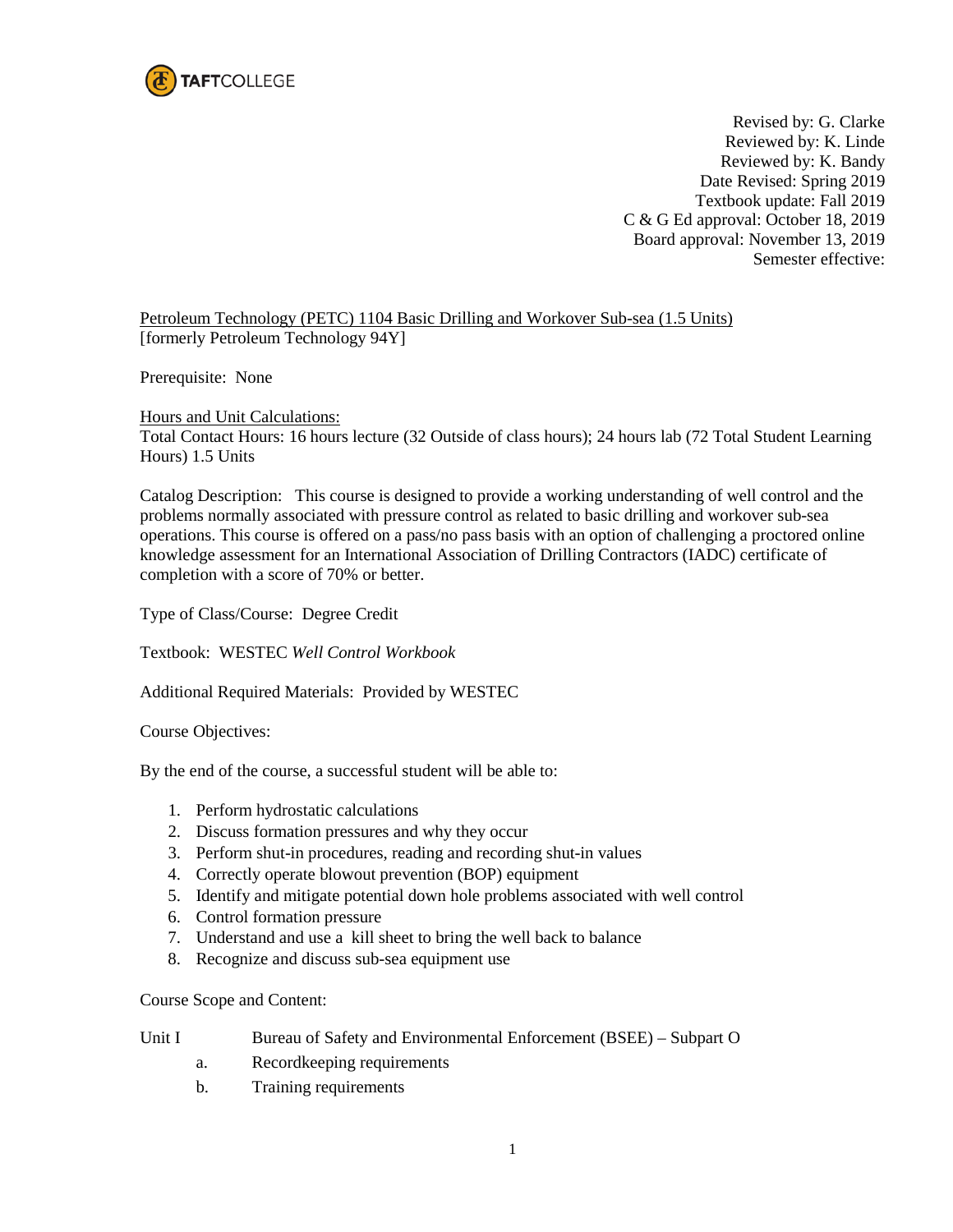TAFTCOLLEGE

Revised by: G. Clarke
Reviewed by: K. Linde
Reviewed by: K. Bandy
Date Revised: Spring 2019
Textbook update: Fall 2019
C & G Ed approval: October 18, 2019
Board approval: November 13, 2019
Semester effective:

Petroleum Technology (PETC) 1104 Basic Drilling and Workover Sub-sea (1.5 Units)
[formerly Petroleum Technology 94Y]

Prerequisite: None

Hours and Unit Calculations:
Total Contact Hours: 16 hours lecture (32 Outside of class hours); 24 hours lab (72 Total Student Learning Hours) 1.5 Units

Catalog Description: This course is designed to provide a working understanding of well control and the problems normally associated with pressure control as related to basic drilling and workover sub-sea operations. This course is offered on a pass/no pass basis with an option of challenging a proctored online knowledge assessment for an International Association of Drilling Contractors (IADC) certificate of completion with a score of 70% or better.

Type of Class/Course: Degree Credit

Textbook: WESTEC *Well Control Workbook*

Additional Required Materials: Provided by WESTEC

Course Objectives:

By the end of the course, a successful student will be able to:

1. Perform hydrostatic calculations
2. Discuss formation pressures and why they occur
3. Perform shut-in procedures, reading and recording shut-in values
4. Correctly operate blowout prevention (BOP) equipment
5. Identify and mitigate potential down hole problems associated with well control
6. Control formation pressure
7. Understand and use a kill sheet to bring the well back to balance
8. Recognize and discuss sub-sea equipment use

Course Scope and Content:

Unit I Bureau of Safety and Environmental Enforcement (BSEE) – Subpart O

- a. Recordkeeping requirements
- b. Training requirements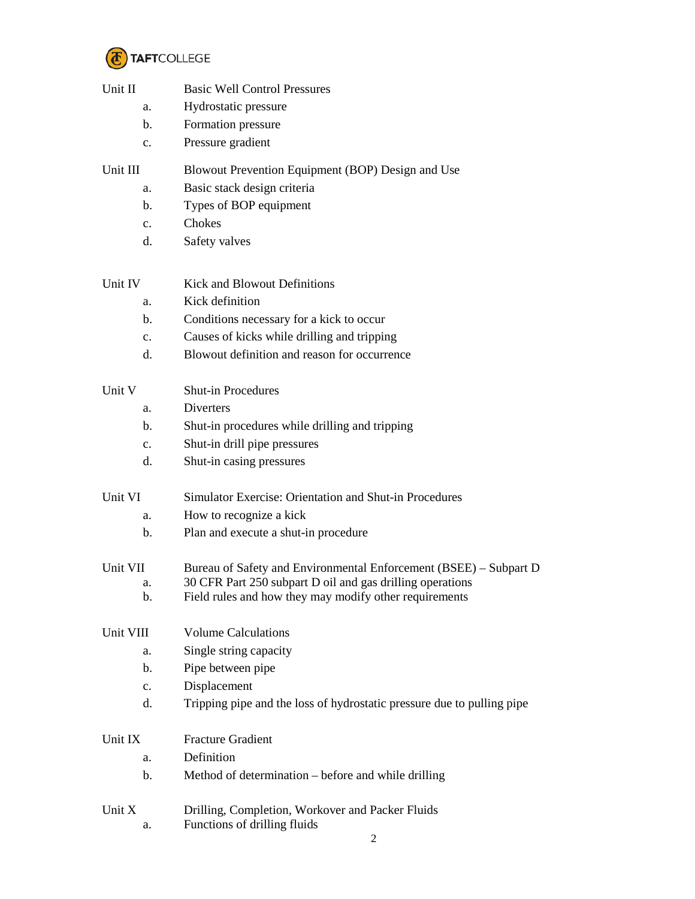Unit II Basic Well Control Pressures

a. Hydrostatic pressure
b. Formation pressure
c. Pressure gradient

Unit III Blowout Prevention Equipment (BOP) Design and Use

a. Basic stack design criteria
b. Types of BOP equipment
c. Chokes
d. Safety valves

Unit IV Kick and Blowout Definitions

a. Kick definition
b. Conditions necessary for a kick to occur
c. Causes of kicks while drilling and tripping
d. Blowout definition and reason for occurrence

Unit V Shut-in Procedures

a. Diverters
b. Shut-in procedures while drilling and tripping
c. Shut-in drill pipe pressures
d. Shut-in casing pressures

Unit VI Simulator Exercise: Orientation and Shut-in Procedures

a. How to recognize a kick
b. Plan and execute a shut-in procedure

Unit VII Bureau of Safety and Environmental Enforcement (BSEE) – Subpart D

a. 30 CFR Part 250 subpart D oil and gas drilling operations
b. Field rules and how they may modify other requirements

Unit VIII Volume Calculations

a. Single string capacity
b. Pipe between pipe
c. Displacement
d. Tripping pipe and the loss of hydrostatic pressure due to pulling pipe

Unit IX Fracture Gradient

a. Definition
b. Method of determination – before and while drilling

Unit X Drilling, Completion, Workover and Packer Fluids

a. Functions of drilling fluids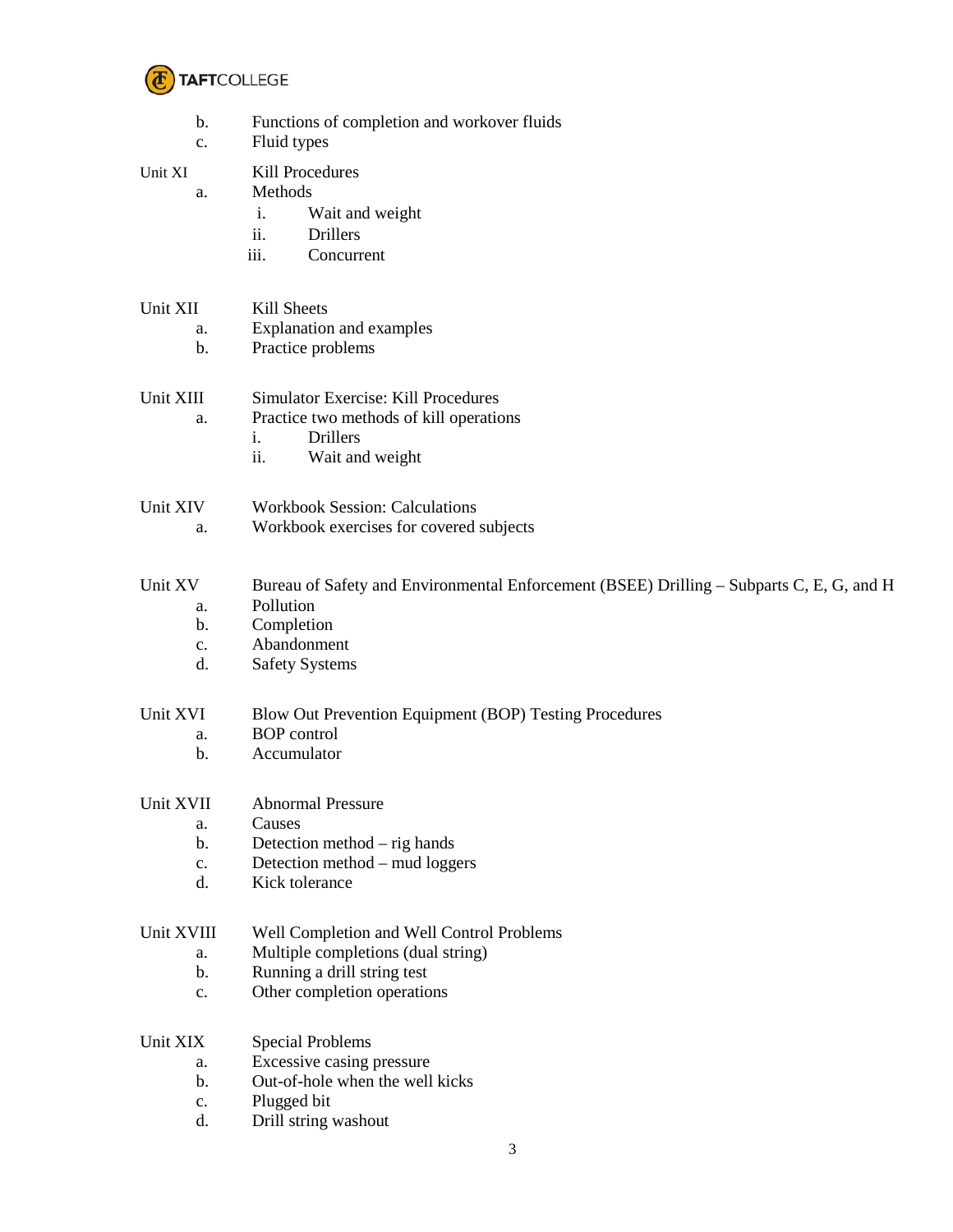b. Functions of completion and workover fluids
c. Fluid types

Unit XI Kill Procedures

a. Methods
   i. Wait and weight
   ii. Drillers
   iii. Concurrent

Unit XII Kill Sheets

a. Explanation and examples
b. Practice problems

Unit XIII Simulator Exercise: Kill Procedures

a. Practice two methods of kill operations
   i. Drillers
   ii. Wait and weight

Unit XIV Workbook Session: Calculations

a. Workbook exercises for covered subjects

Unit XV Bureau of Safety and Environmental Enforcement (BSEE) Drilling – Subparts C, E, G, and H

a. Pollution
b. Completion
c. Abandonment
d. Safety Systems

Unit XVI Blow Out Prevention Equipment (BOP) Testing Procedures

a. BOP control
b. Accumulator

Unit XVII Abnormal Pressure

a. Causes
b. Detection method – rig hands
c. Detection method – mud loggers
d. Kick tolerance

Unit XVIII Well Completion and Well Control Problems

a. Multiple completions (dual string)
b. Running a drill string test
c. Other completion operations

Unit XIX Special Problems

a. Excessive casing pressure
b. Out-of-hole when the well kicks
c. Plugged bit
d. Drill string washout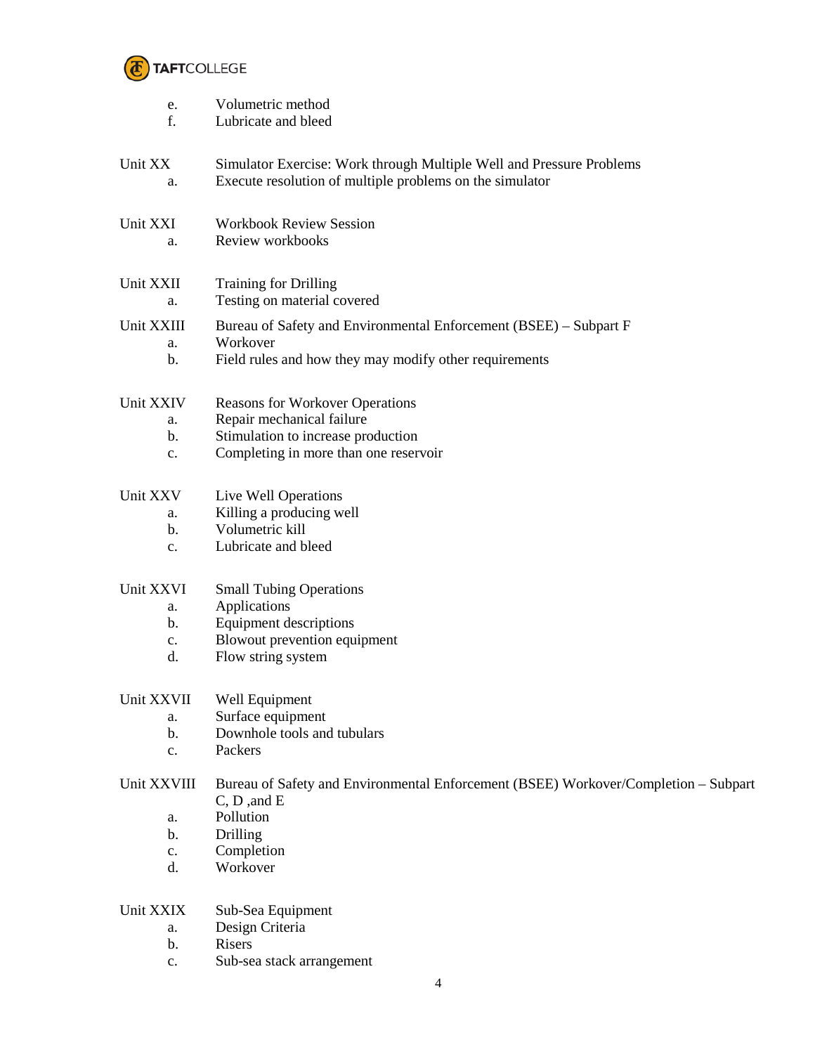e. Volumetric method
f. Lubricate and bleed

Unit XX Simulator Exercise: Work through Multiple Well and Pressure Problems
a. Execute resolution of multiple problems on the simulator

Unit XXI Workbook Review Session
a. Review workbooks

Unit XXII Training for Drilling
a. Testing on material covered

Unit XXIII Bureau of Safety and Environmental Enforcement (BSEE) – Subpart F
a. Workover
b. Field rules and how they may modify other requirements

Unit XXIV Reasons for Workover Operations
a. Repair mechanical failure
b. Stimulation to increase production
c. Completing in more than one reservoir

Unit XXV Live Well Operations
a. Killing a producing well
b. Volumetric kill
c. Lubricate and bleed

Unit XXVI Small Tubing Operations
a. Applications
b. Equipment descriptions
c. Blowout prevention equipment
d. Flow string system

Unit XXVII Well Equipment
a. Surface equipment
b. Downhole tools and tubulars
c. Packers

Unit XXVIII Bureau of Safety and Environmental Enforcement (BSEE) Workover/Completion – Subpart C, D ,and E
a. Pollution
b. Drilling
c. Completion
d. Workover

Unit XXIX Sub-Sea Equipment
a. Design Criteria
b. Risers
c. Sub-sea stack arrangement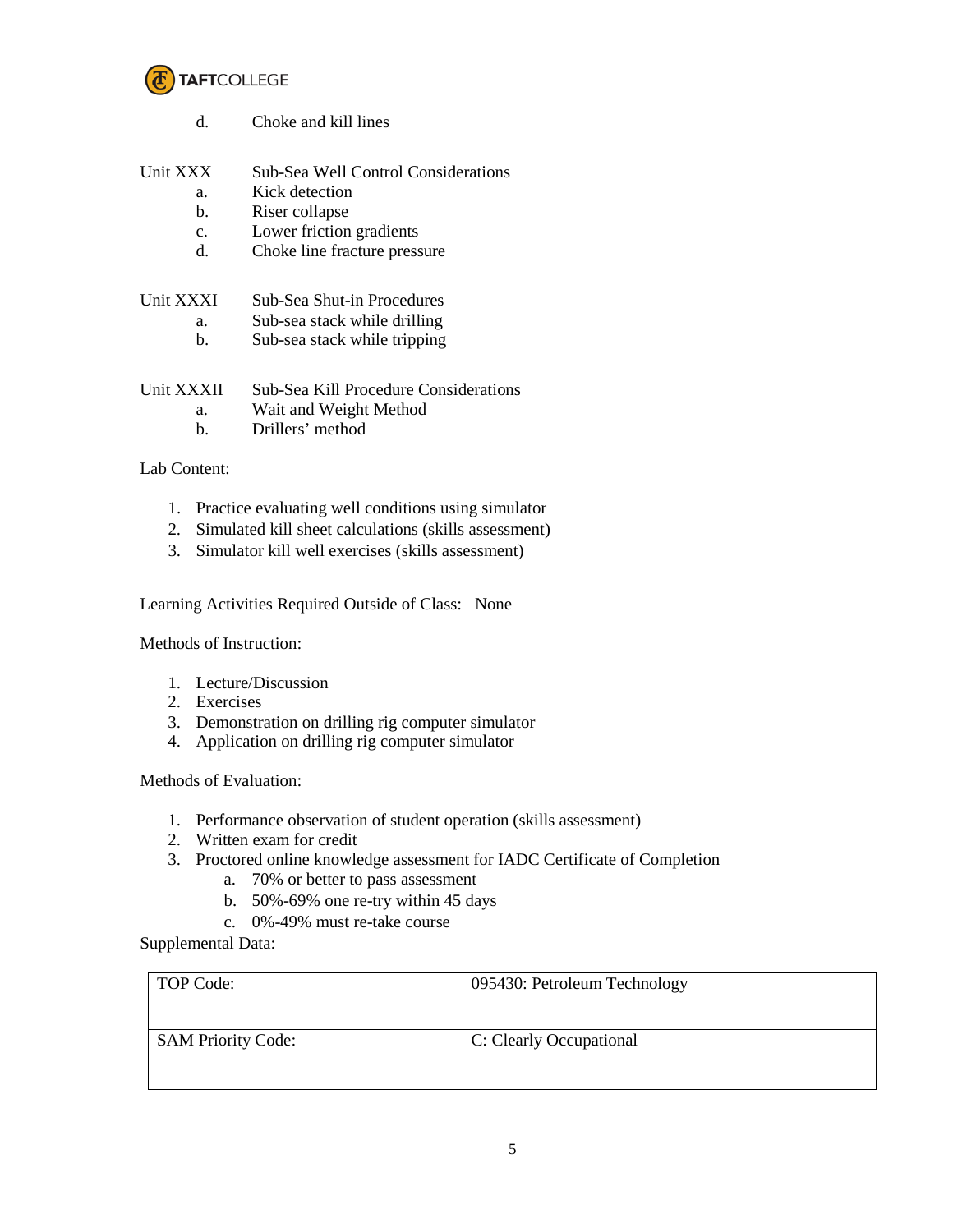d. Choke and kill lines

Unit XXX Sub-Sea Well Control Considerations

a. Kick detection
b. Riser collapse
c. Lower friction gradients
d. Choke line fracture pressure

Unit XXXI Sub-Sea Shut-in Procedures

a. Sub-sea stack while drilling
b. Sub-sea stack while tripping

Unit XXXII Sub-Sea Kill Procedure Considerations

a. Wait and Weight Method
b. Drillers' method

Lab Content:

1. Practice evaluating well conditions using simulator
2. Simulated kill sheet calculations (skills assessment)
3. Simulator kill well exercises (skills assessment)

Learning Activities Required Outside of Class: None

Methods of Instruction:

1. Lecture/Discussion
2. Exercises
3. Demonstration on drilling rig computer simulator
4. Application on drilling rig computer simulator

Methods of Evaluation:

1. Performance observation of student operation (skills assessment)
2. Written exam for credit
3. Proctored online knowledge assessment for IADC Certificate of Completion
   a. 70% or better to pass assessment
   b. 50%-69% one re-try within 45 days
   c. 0%-49% must re-take course

Supplemental Data:

| TOP Code: | 095430: Petroleum Technology |
|---|---|
| SAM Priority Code: | C: Clearly Occupational |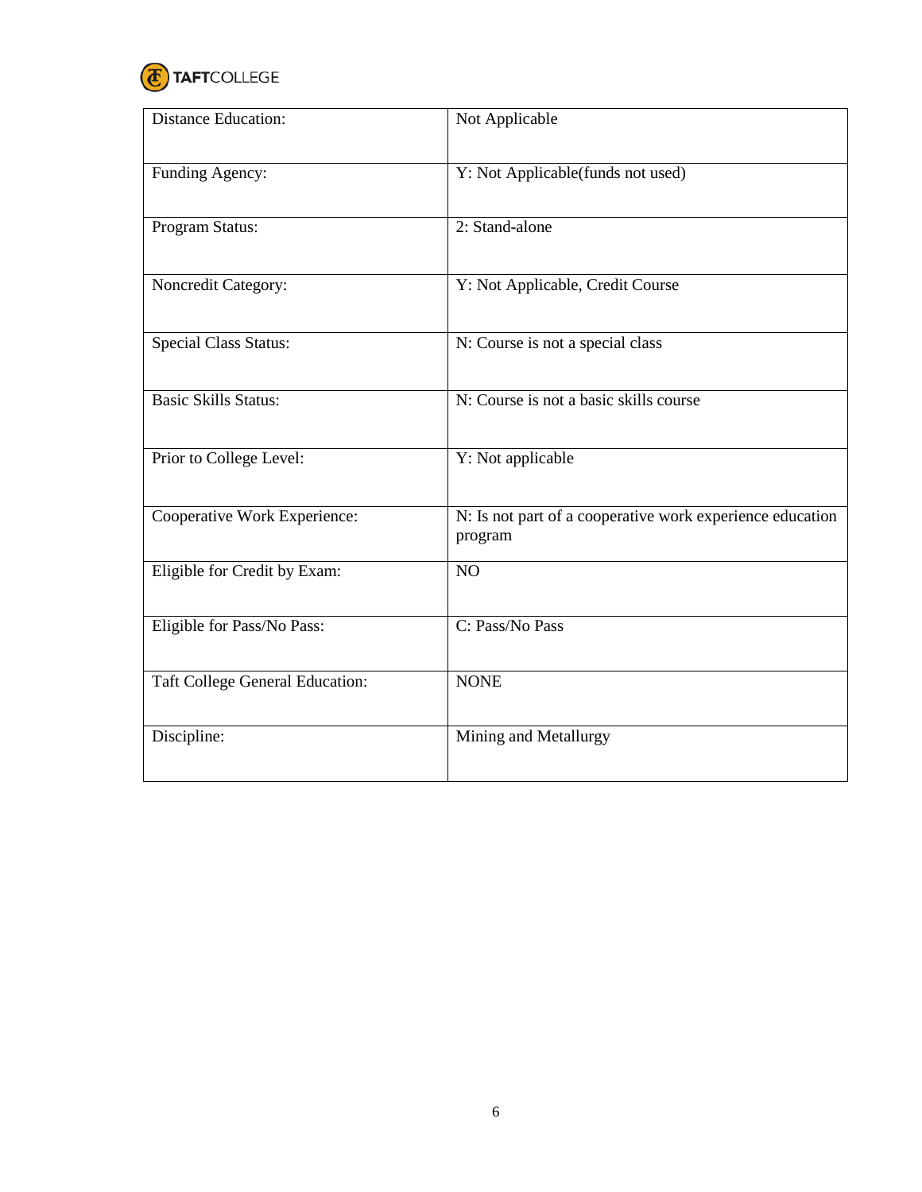| | |
|---|---|
| Distance Education: | Not Applicable |
| Funding Agency: | Y: Not Applicable(funds not used) |
| Program Status: | 2: Stand-alone |
| Noncredit Category: | Y: Not Applicable, Credit Course |
| Special Class Status: | N: Course is not a special class |
| Basic Skills Status: | N: Course is not a basic skills course |
| Prior to College Level: | Y: Not applicable |
| Cooperative Work Experience: | N: Is not part of a cooperative work experience education program |
| Eligible for Credit by Exam: | NO |
| Eligible for Pass/No Pass: | C: Pass/No Pass |
| Taft College General Education: | NONE |
| Discipline: | Mining and Metallurgy |